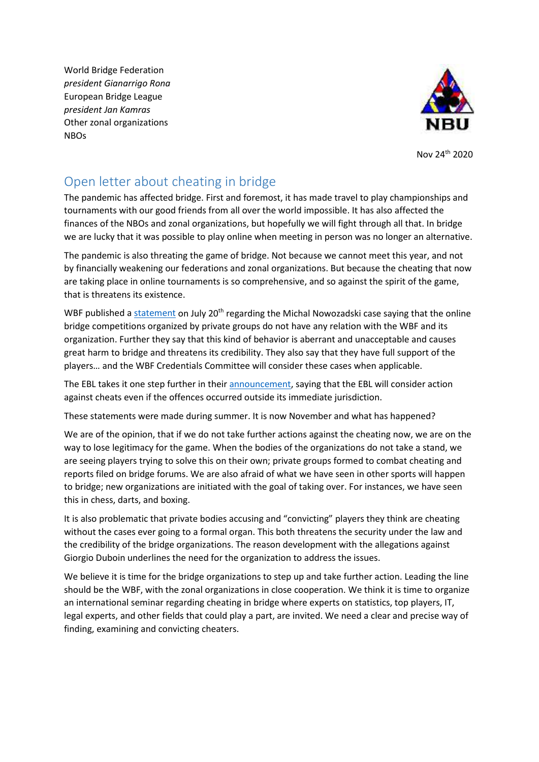World Bridge Federation
*president Gianarrigo Rona*
European Bridge League
*president Jan Kamras*
Other zonal organizations
NBOs

NBU

Nov 24th 2020

# Open letter about cheating in bridge

The pandemic has affected bridge. First and foremost, it has made travel to play championships and tournaments with our good friends from all over the world impossible. It has also affected the finances of the NBOs and zonal organizations, but hopefully we will fight through all that. In bridge we are lucky that it was possible to play online when meeting in person was no longer an alternative.

The pandemic is also threating the game of bridge. Not because we cannot meet this year, and not by financially weakening our federations and zonal organizations. But because the cheating that now are taking place in online tournaments is so comprehensive, and so against the spirit of the game, that is threatens its existence.

WBF published a statement on July 20th regarding the Michal Nowozadski case saying that the online bridge competitions organized by private groups do not have any relation with the WBF and its organization. Further they say that this kind of behavior is aberrant and unacceptable and causes great harm to bridge and threatens its credibility. They also say that they have full support of the players… and the WBF Credentials Committee will consider these cases when applicable.

The EBL takes it one step further in their announcement, saying that the EBL will consider action against cheats even if the offences occurred outside its immediate jurisdiction.

These statements were made during summer. It is now November and what has happened?

We are of the opinion, that if we do not take further actions against the cheating now, we are on the way to lose legitimacy for the game. When the bodies of the organizations do not take a stand, we are seeing players trying to solve this on their own; private groups formed to combat cheating and reports filed on bridge forums. We are also afraid of what we have seen in other sports will happen to bridge; new organizations are initiated with the goal of taking over. For instances, we have seen this in chess, darts, and boxing.

It is also problematic that private bodies accusing and "convicting" players they think are cheating without the cases ever going to a formal organ. This both threatens the security under the law and the credibility of the bridge organizations. The reason development with the allegations against Giorgio Duboin underlines the need for the organization to address the issues.

We believe it is time for the bridge organizations to step up and take further action. Leading the line should be the WBF, with the zonal organizations in close cooperation. We think it is time to organize an international seminar regarding cheating in bridge where experts on statistics, top players, IT, legal experts, and other fields that could play a part, are invited. We need a clear and precise way of finding, examining and convicting cheaters.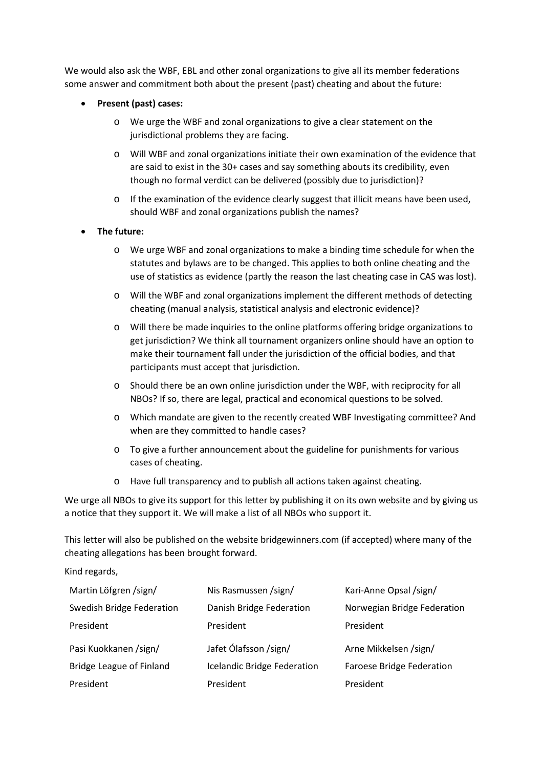We would also ask the WBF, EBL and other zonal organizations to give all its member federations some answer and commitment both about the present (past) cheating and about the future:

- **Present (past) cases:**
  - We urge the WBF and zonal organizations to give a clear statement on the jurisdictional problems they are facing.
  - Will WBF and zonal organizations initiate their own examination of the evidence that are said to exist in the 30+ cases and say something abouts its credibility, even though no formal verdict can be delivered (possibly due to jurisdiction)?
  - If the examination of the evidence clearly suggest that illicit means have been used, should WBF and zonal organizations publish the names?
- **The future:**
  - We urge WBF and zonal organizations to make a binding time schedule for when the statutes and bylaws are to be changed. This applies to both online cheating and the use of statistics as evidence (partly the reason the last cheating case in CAS was lost).
  - Will the WBF and zonal organizations implement the different methods of detecting cheating (manual analysis, statistical analysis and electronic evidence)?
  - Will there be made inquiries to the online platforms offering bridge organizations to get jurisdiction? We think all tournament organizers online should have an option to make their tournament fall under the jurisdiction of the official bodies, and that participants must accept that jurisdiction.
  - Should there be an own online jurisdiction under the WBF, with reciprocity for all NBOs? If so, there are legal, practical and economical questions to be solved.
  - Which mandate are given to the recently created WBF Investigating committee? And when are they committed to handle cases?
  - To give a further announcement about the guideline for punishments for various cases of cheating.
  - Have full transparency and to publish all actions taken against cheating.

We urge all NBOs to give its support for this letter by publishing it on its own website and by giving us a notice that they support it. We will make a list of all NBOs who support it.

This letter will also be published on the website bridgewinners.com (if accepted) where many of the cheating allegations has been brought forward.

Kind regards,

| | | |
|---|---|---|
| Martin Löfgren /sign/ | Nis Rasmussen /sign/ | Kari-Anne Opsal /sign/ |
| Swedish Bridge Federation | Danish Bridge Federation | Norwegian Bridge Federation |
| President | President | President |
| Pasi Kuokkanen /sign/ | Jafet Ólafsson /sign/ | Arne Mikkelsen /sign/ |
| Bridge League of Finland | Icelandic Bridge Federation | Faroese Bridge Federation |
| President | President | President |